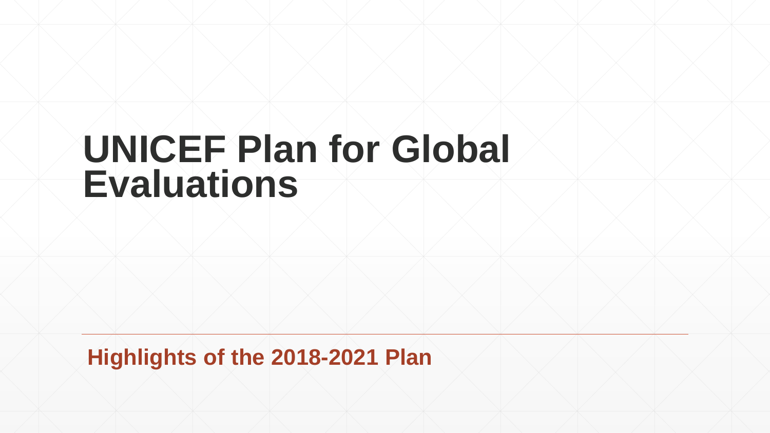# UNICEF Plan for Global Evaluations

## Highlights of the 2018-2021 Plan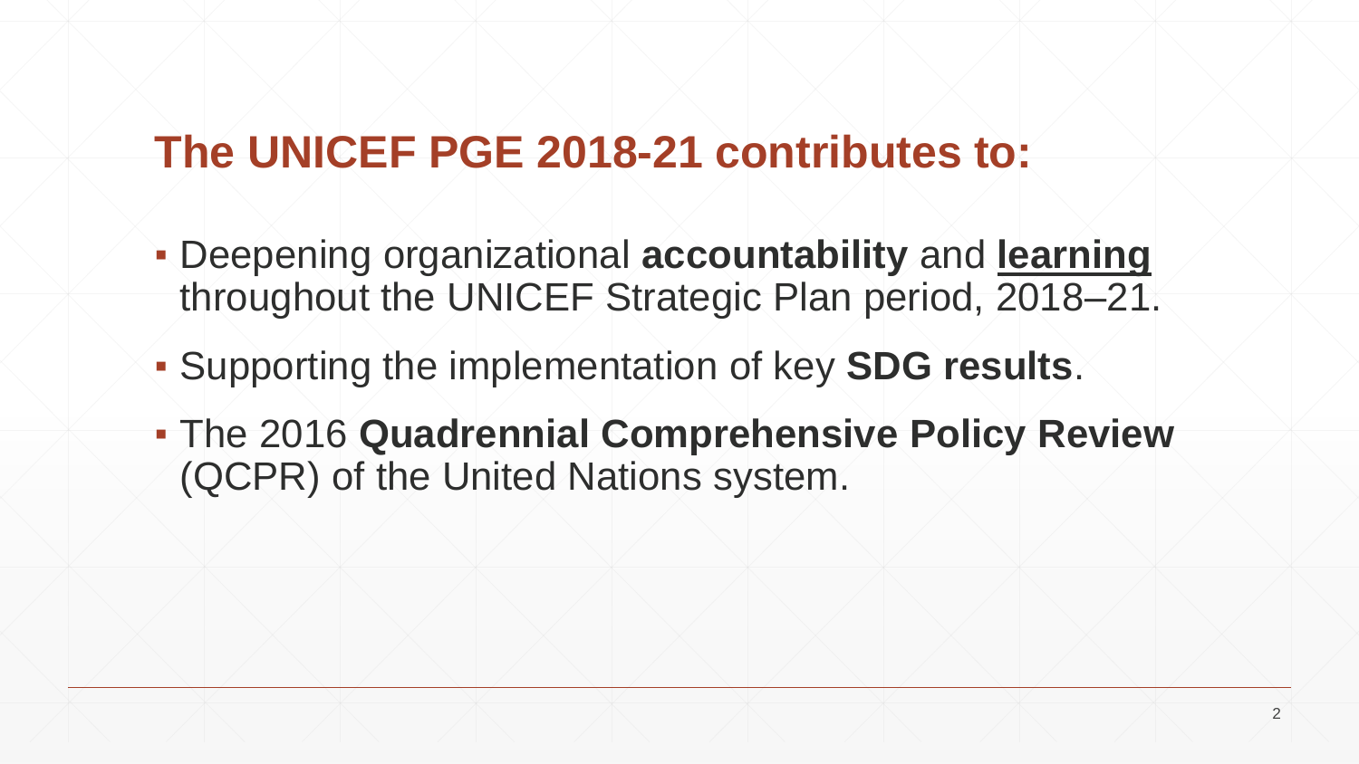# The UNICEF PGE 2018-21 contributes to:

- Deepening organizational **accountability** and **<u>learning</u>** throughout the UNICEF Strategic Plan period, 2018–21.
- Supporting the implementation of key **SDG results**.
- The 2016 **Quadrennial Comprehensive Policy Review** (QCPR) of the United Nations system.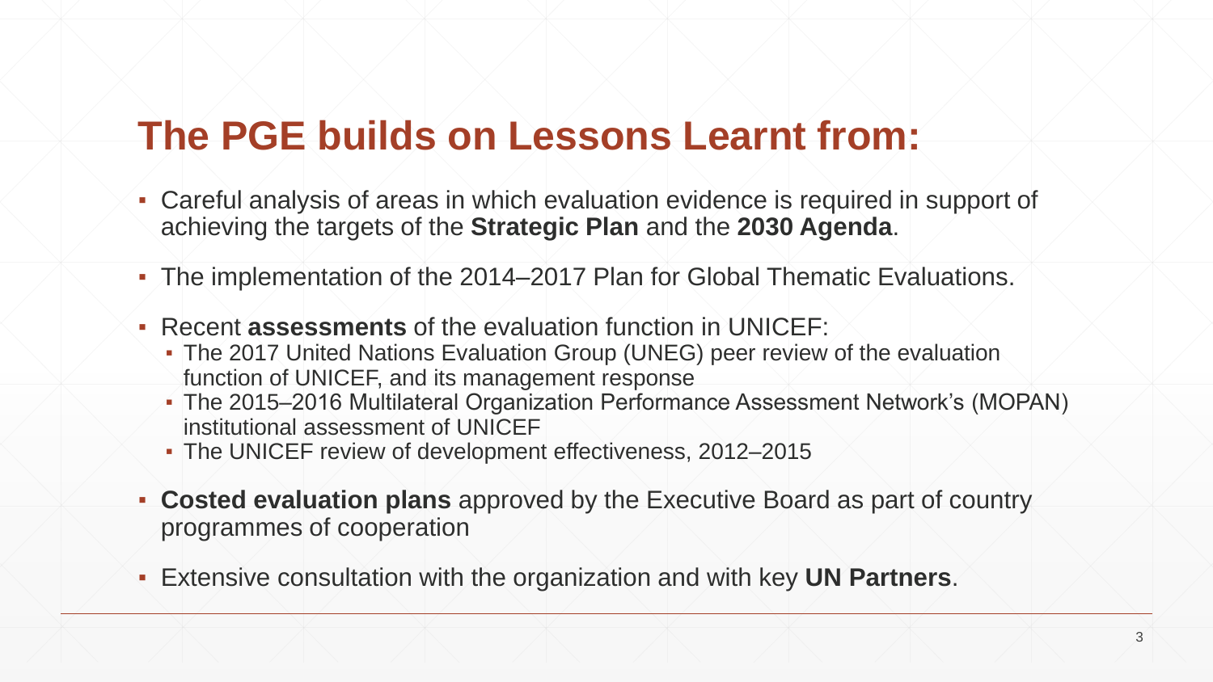# The PGE builds on Lessons Learnt from:

- Careful analysis of areas in which evaluation evidence is required in support of achieving the targets of the **Strategic Plan** and the **2030 Agenda**.
- The implementation of the 2014–2017 Plan for Global Thematic Evaluations.
- Recent **assessments** of the evaluation function in UNICEF:
  - The 2017 United Nations Evaluation Group (UNEG) peer review of the evaluation function of UNICEF, and its management response
  - The 2015–2016 Multilateral Organization Performance Assessment Network's (MOPAN) institutional assessment of UNICEF
  - The UNICEF review of development effectiveness, 2012–2015
- **Costed evaluation plans** approved by the Executive Board as part of country programmes of cooperation
- Extensive consultation with the organization and with key **UN Partners**.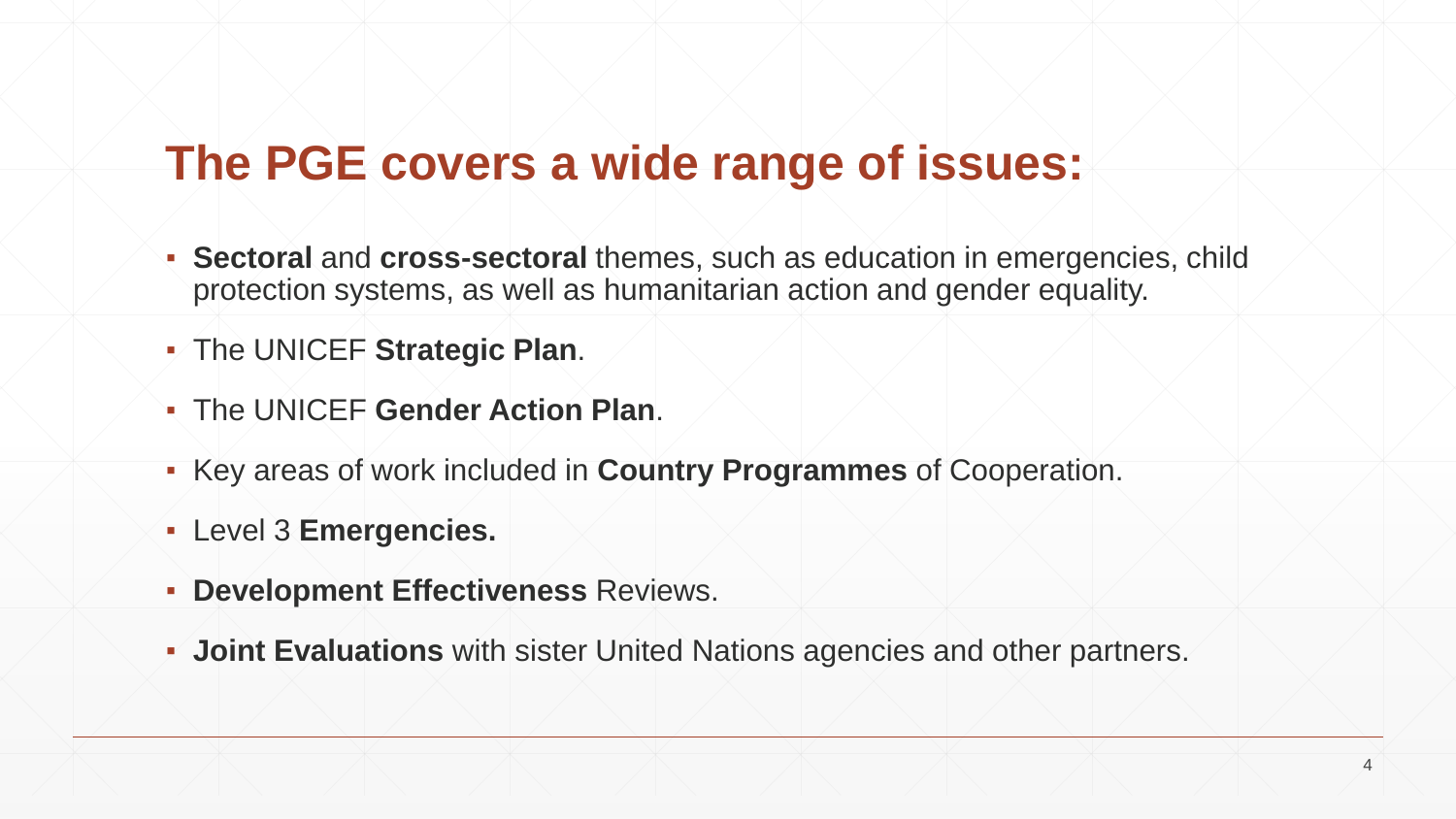## The PGE covers a wide range of issues:

- **Sectoral** and **cross-sectoral** themes, such as education in emergencies, child protection systems, as well as humanitarian action and gender equality.
- The UNICEF **Strategic Plan**.
- The UNICEF **Gender Action Plan**.
- Key areas of work included in **Country Programmes** of Cooperation.
- Level 3 **Emergencies.**
- **Development Effectiveness** Reviews.
- **Joint Evaluations** with sister United Nations agencies and other partners.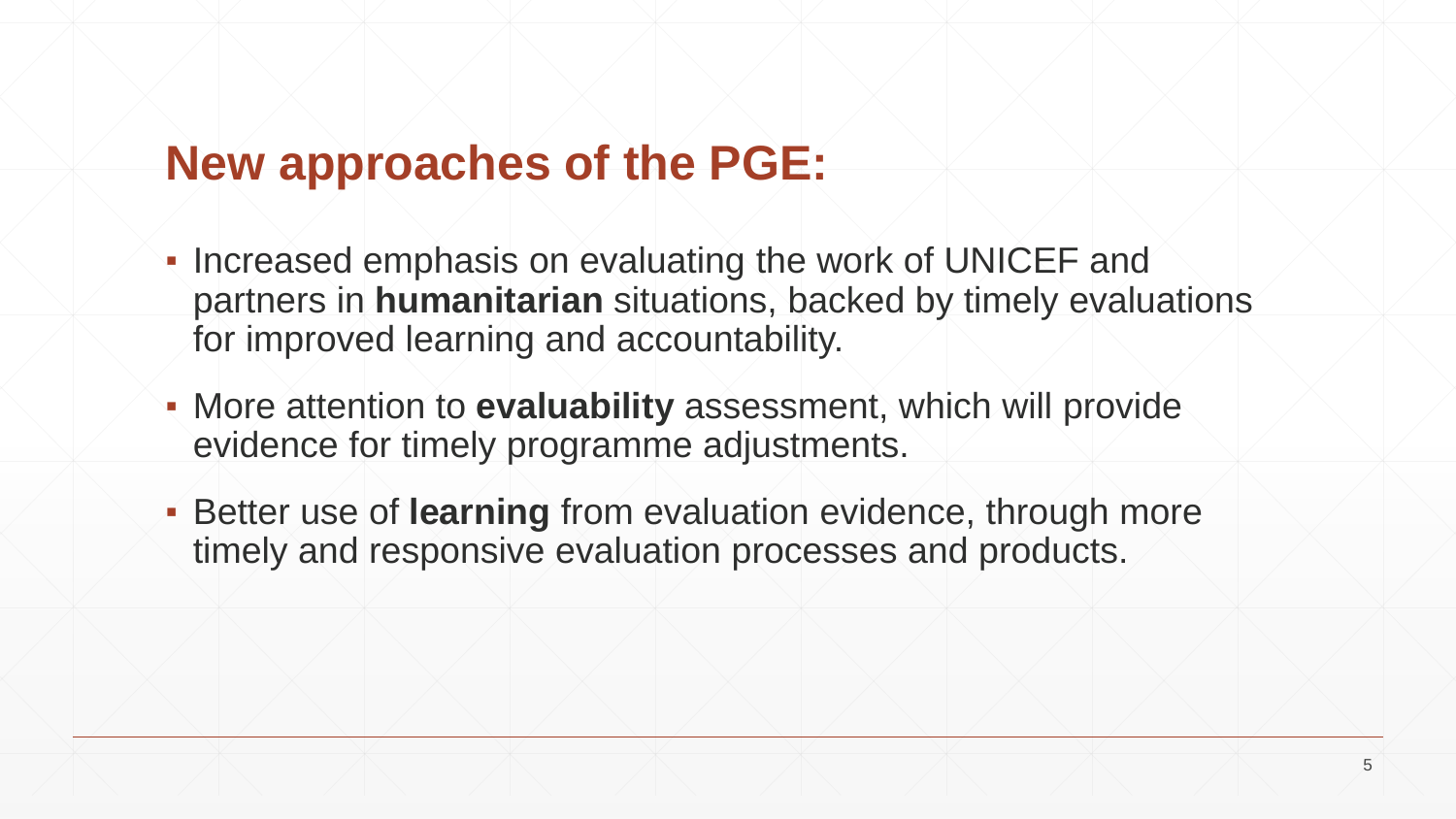## New approaches of the PGE:

- Increased emphasis on evaluating the work of UNICEF and partners in **humanitarian** situations, backed by timely evaluations for improved learning and accountability.
- More attention to **evaluability** assessment, which will provide evidence for timely programme adjustments.
- Better use of **learning** from evaluation evidence, through more timely and responsive evaluation processes and products.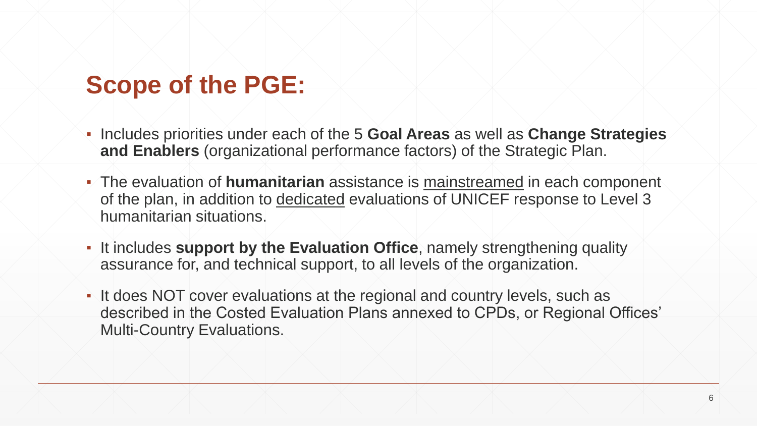## Scope of the PGE:

- Includes priorities under each of the 5 **Goal Areas** as well as **Change Strategies and Enablers** (organizational performance factors) of the Strategic Plan.
- The evaluation of **humanitarian** assistance is <u>mainstreamed</u> in each component of the plan, in addition to <u>dedicated</u> evaluations of UNICEF response to Level 3 humanitarian situations.
- It includes **support by the Evaluation Office**, namely strengthening quality assurance for, and technical support, to all levels of the organization.
- It does NOT cover evaluations at the regional and country levels, such as described in the Costed Evaluation Plans annexed to CPDs, or Regional Offices' Multi-Country Evaluations.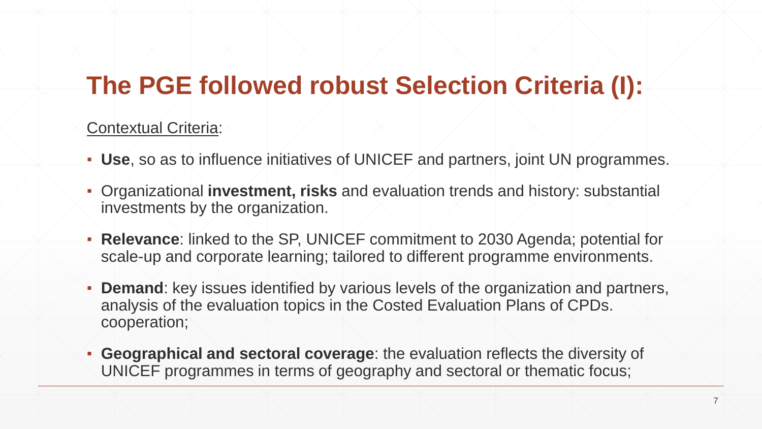# The PGE followed robust Selection Criteria (I):

Contextual Criteria:

- **Use**, so as to influence initiatives of UNICEF and partners, joint UN programmes.
- Organizational **investment, risks** and evaluation trends and history: substantial investments by the organization.
- **Relevance**: linked to the SP, UNICEF commitment to 2030 Agenda; potential for scale-up and corporate learning; tailored to different programme environments.
- **Demand**: key issues identified by various levels of the organization and partners, analysis of the evaluation topics in the Costed Evaluation Plans of CPDs. cooperation;
- **Geographical and sectoral coverage**: the evaluation reflects the diversity of UNICEF programmes in terms of geography and sectoral or thematic focus;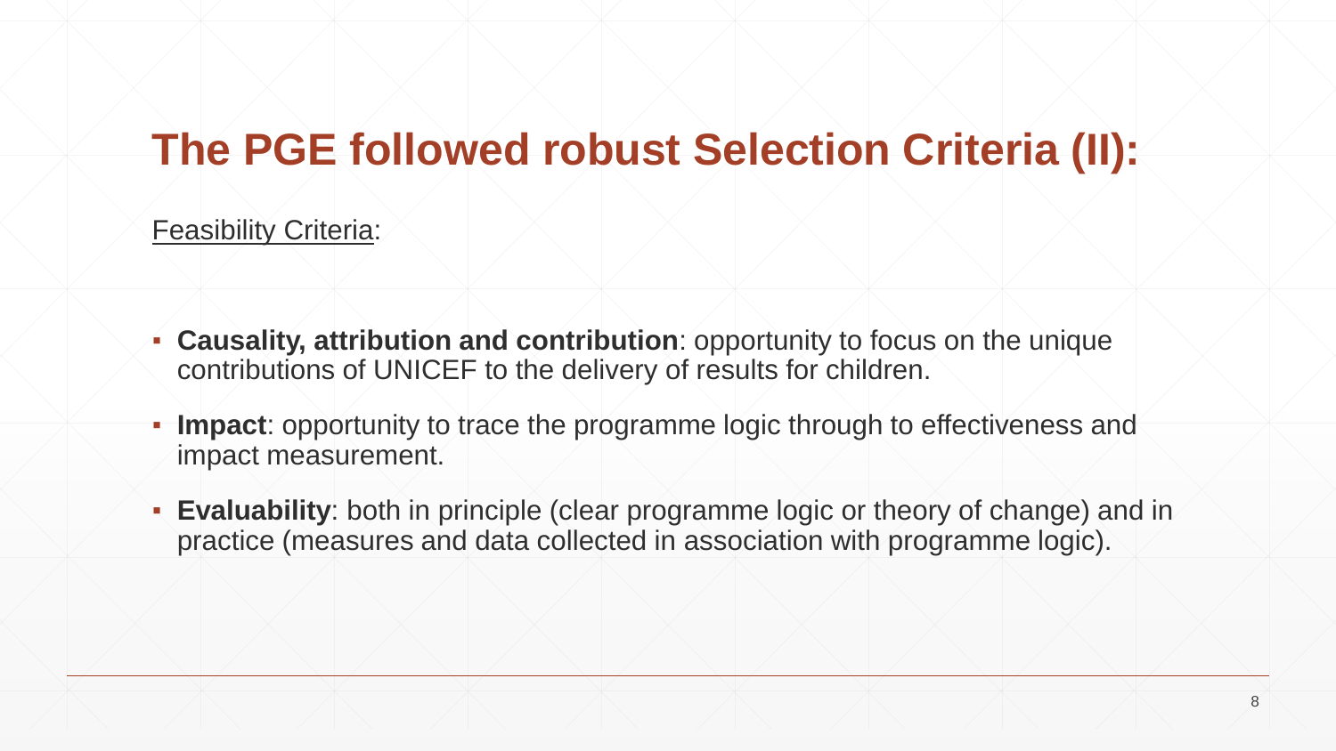# The PGE followed robust Selection Criteria (II):

Feasibility Criteria:

- **Causality, attribution and contribution**: opportunity to focus on the unique contributions of UNICEF to the delivery of results for children.
- **Impact**: opportunity to trace the programme logic through to effectiveness and impact measurement.
- **Evaluability**: both in principle (clear programme logic or theory of change) and in practice (measures and data collected in association with programme logic).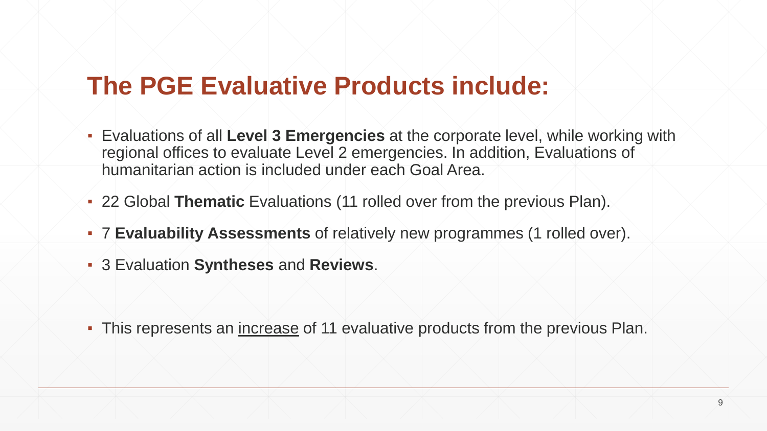# The PGE Evaluative Products include:

- Evaluations of all **Level 3 Emergencies** at the corporate level, while working with regional offices to evaluate Level 2 emergencies. In addition, Evaluations of humanitarian action is included under each Goal Area.
- 22 Global **Thematic** Evaluations (11 rolled over from the previous Plan).
- 7 **Evaluability Assessments** of relatively new programmes (1 rolled over).
- 3 Evaluation **Syntheses** and **Reviews**.

- This represents an <u>increase</u> of 11 evaluative products from the previous Plan.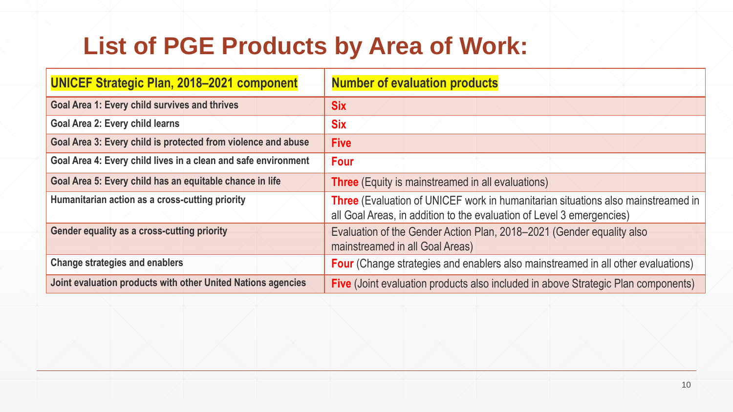# List of PGE Products by Area of Work:

| UNICEF Strategic Plan, 2018–2021 component | Number of evaluation products |
| --- | --- |
| Goal Area 1: Every child survives and thrives | **Six** |
| Goal Area 2: Every child learns | **Six** |
| Goal Area 3: Every child is protected from violence and abuse | **Five** |
| Goal Area 4: Every child lives in a clean and safe environment | **Four** |
| Goal Area 5: Every child has an equitable chance in life | **Three** (Equity is mainstreamed in all evaluations) |
| Humanitarian action as a cross-cutting priority | **Three** (Evaluation of UNICEF work in humanitarian situations also mainstreamed in all Goal Areas, in addition to the evaluation of Level 3 emergencies) |
| Gender equality as a cross-cutting priority | Evaluation of the Gender Action Plan, 2018–2021 (Gender equality also mainstreamed in all Goal Areas) |
| Change strategies and enablers | **Four** (Change strategies and enablers also mainstreamed in all other evaluations) |
| Joint evaluation products with other United Nations agencies | **Five** (Joint evaluation products also included in above Strategic Plan components) |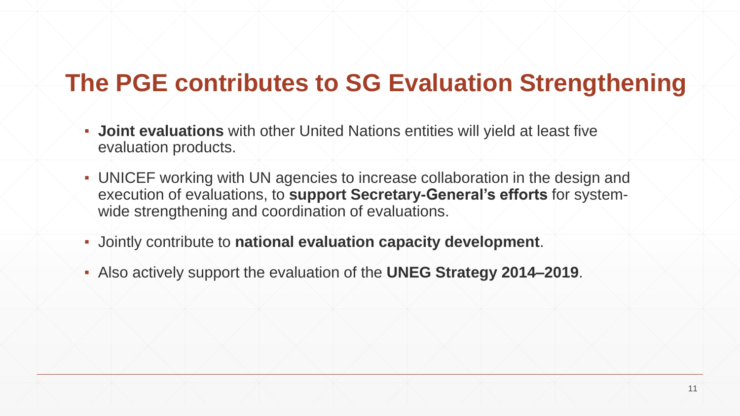# The PGE contributes to SG Evaluation Strengthening

- **Joint evaluations** with other United Nations entities will yield at least five evaluation products.
- UNICEF working with UN agencies to increase collaboration in the design and execution of evaluations, to **support Secretary-General's efforts** for system-wide strengthening and coordination of evaluations.
- Jointly contribute to **national evaluation capacity development**.
- Also actively support the evaluation of the **UNEG Strategy 2014–2019**.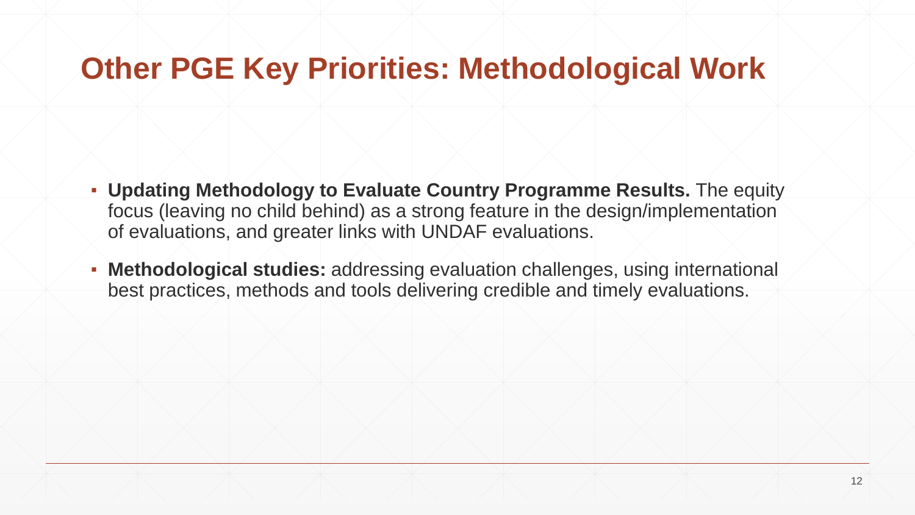# Other PGE Key Priorities: Methodological Work

- **Updating Methodology to Evaluate Country Programme Results.** The equity focus (leaving no child behind) as a strong feature in the design/implementation of evaluations, and greater links with UNDAF evaluations.
- **Methodological studies:** addressing evaluation challenges, using international best practices, methods and tools delivering credible and timely evaluations.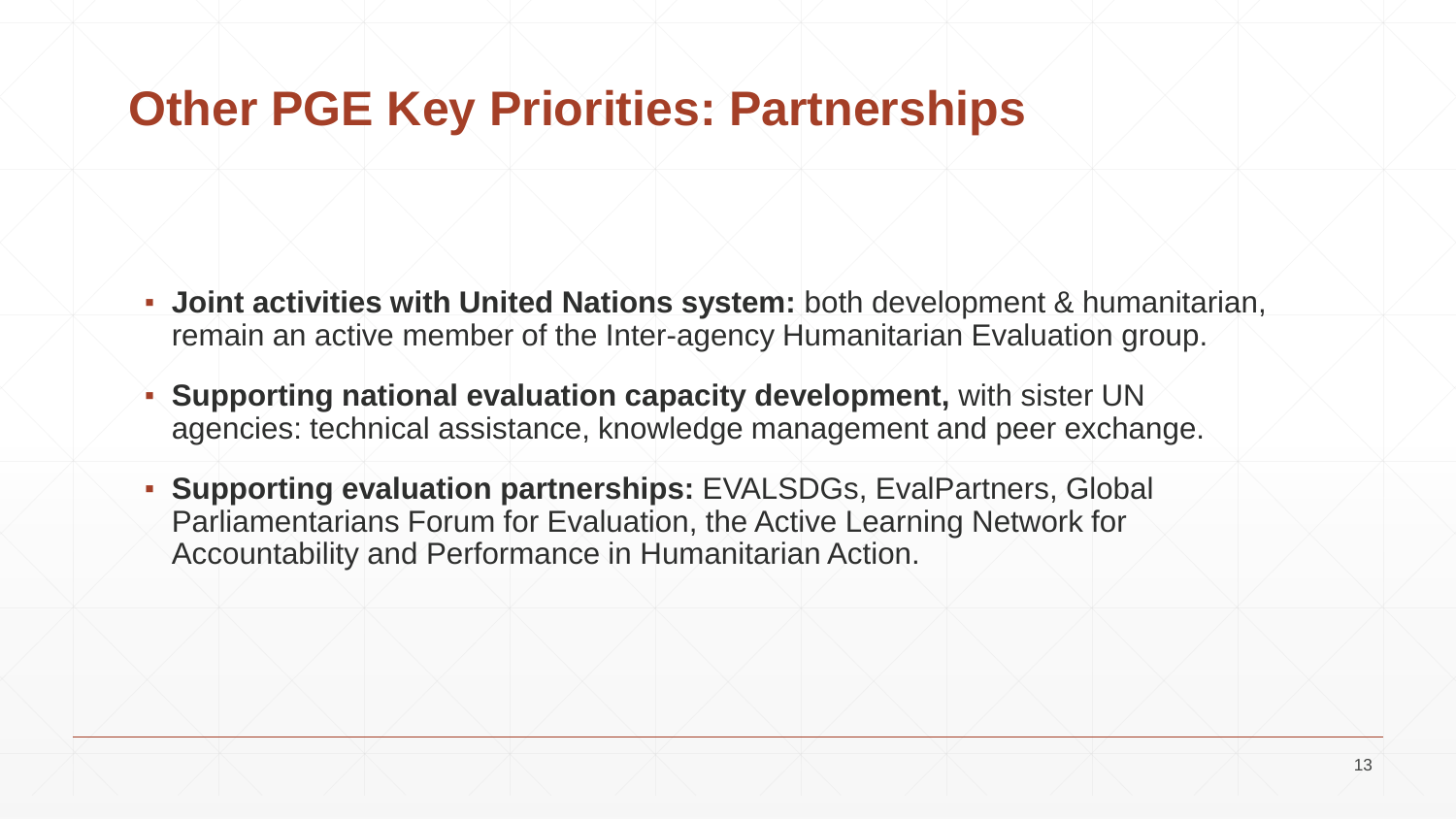# Other PGE Key Priorities: Partnerships

- **Joint activities with United Nations system:** both development & humanitarian, remain an active member of the Inter-agency Humanitarian Evaluation group.
- **Supporting national evaluation capacity development,** with sister UN agencies: technical assistance, knowledge management and peer exchange.
- **Supporting evaluation partnerships:** EVALSDGs, EvalPartners, Global Parliamentarians Forum for Evaluation, the Active Learning Network for Accountability and Performance in Humanitarian Action.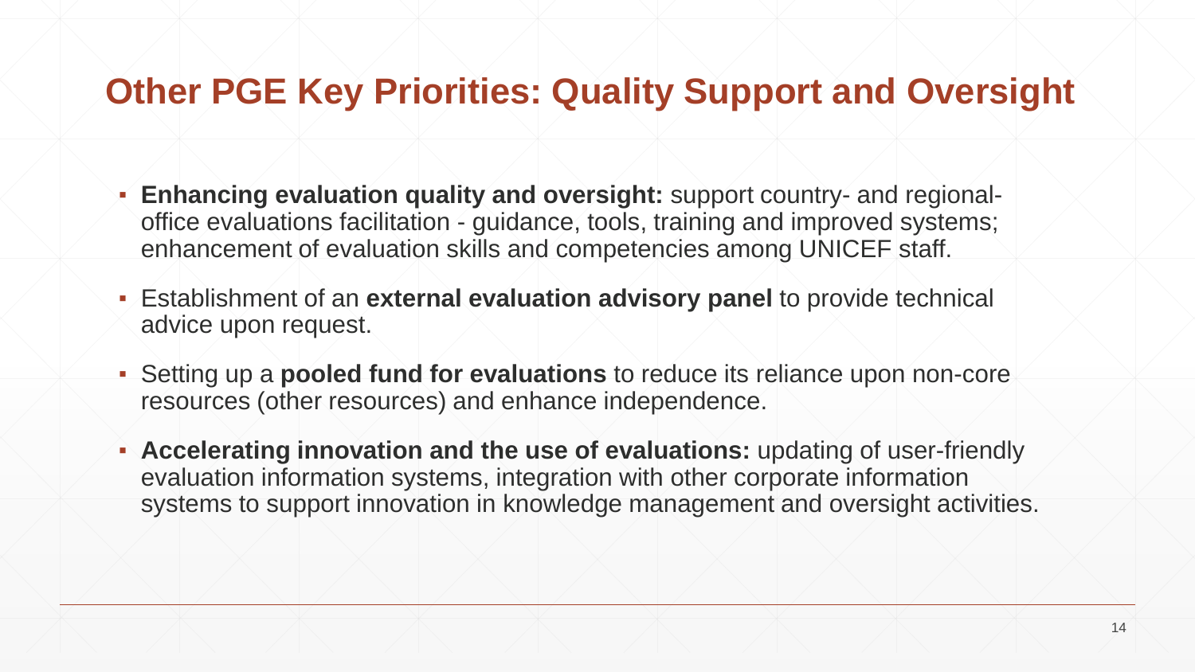# Other PGE Key Priorities: Quality Support and Oversight

- **Enhancing evaluation quality and oversight:** support country- and regional-office evaluations facilitation - guidance, tools, training and improved systems; enhancement of evaluation skills and competencies among UNICEF staff.
- Establishment of an **external evaluation advisory panel** to provide technical advice upon request.
- Setting up a **pooled fund for evaluations** to reduce its reliance upon non-core resources (other resources) and enhance independence.
- **Accelerating innovation and the use of evaluations:** updating of user-friendly evaluation information systems, integration with other corporate information systems to support innovation in knowledge management and oversight activities.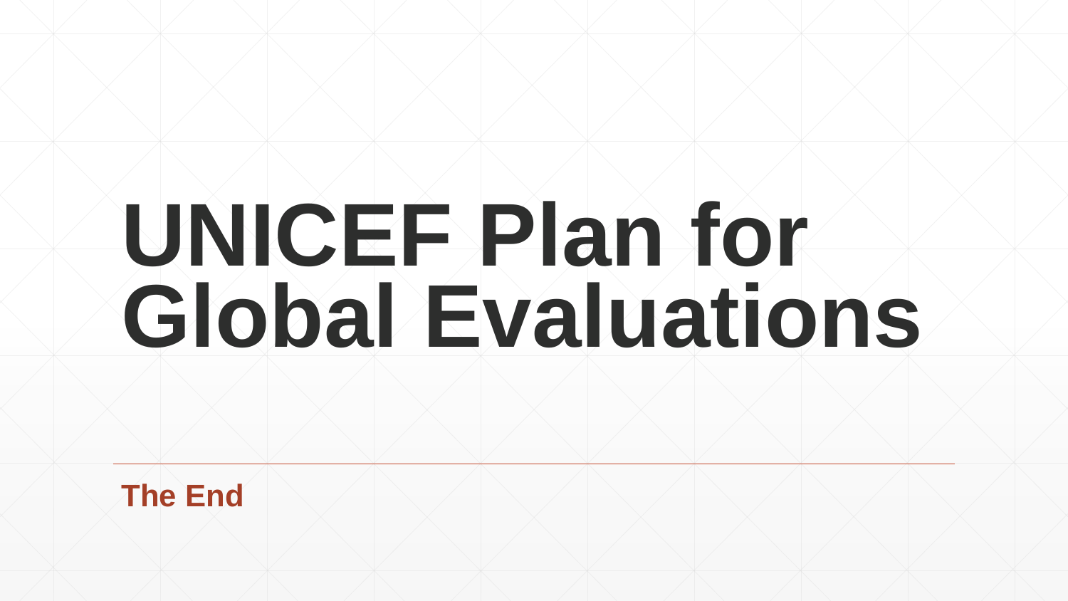# UNICEF Plan for Global Evaluations

**The End**